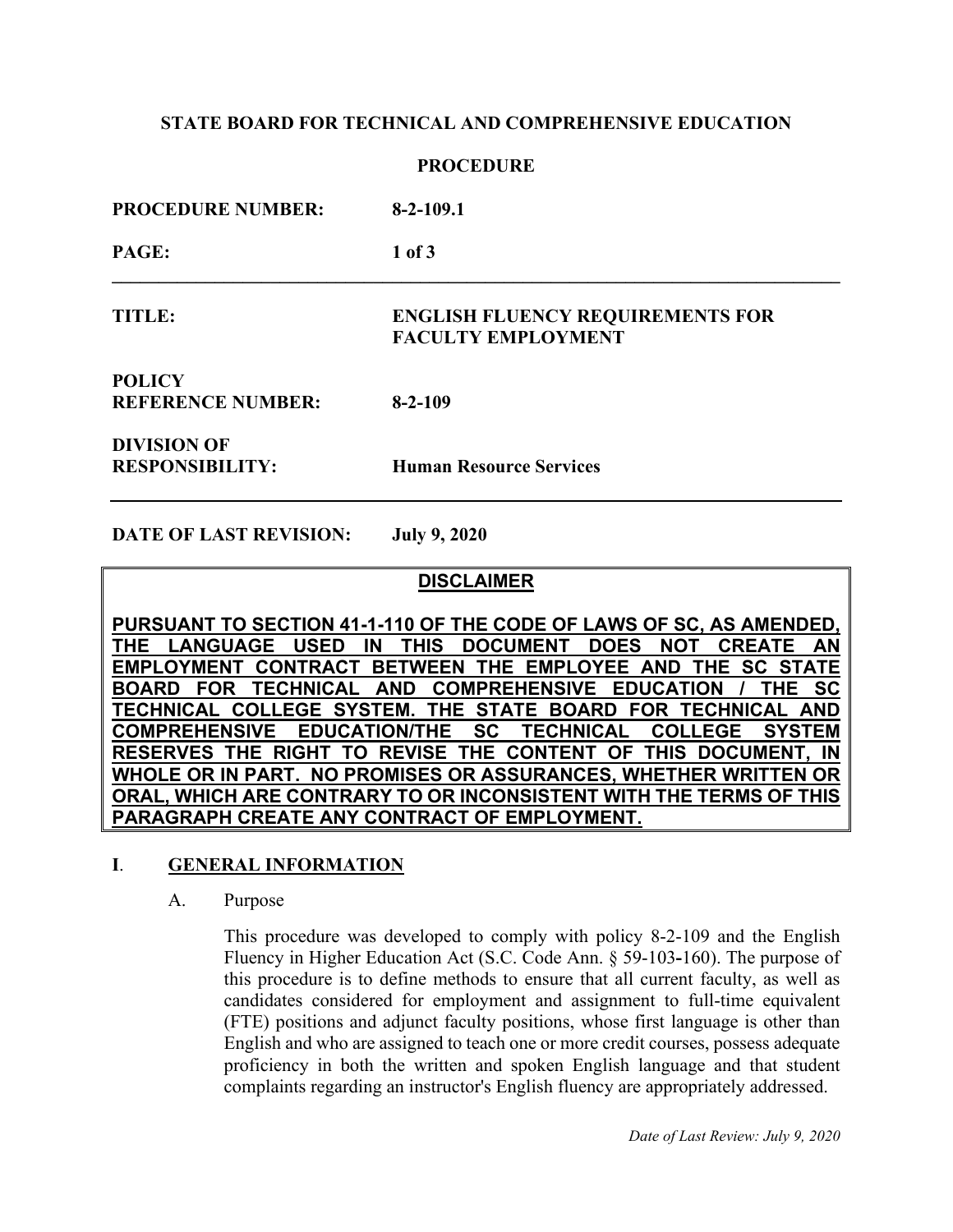**STATE BOARD FOR TECHNICAL AND COMPREHENSIVE EDUCATION**

**PROCEDURE**

| | |
|---|---|
| **PROCEDURE NUMBER:** | **8-2-109.1** |
| **PAGE:** | **1 of 3** |
| **TITLE:** | **ENGLISH FLUENCY REQUIREMENTS FOR FACULTY EMPLOYMENT** |
| **POLICY REFERENCE NUMBER:** | **8-2-109** |
| **DIVISION OF RESPONSIBILITY:** | **Human Resource Services** |

**DATE OF LAST REVISION:** **July 9, 2020**

**DISCLAIMER**

**PURSUANT TO SECTION 41-1-110 OF THE CODE OF LAWS OF SC, AS AMENDED, THE LANGUAGE USED IN THIS DOCUMENT DOES NOT CREATE AN EMPLOYMENT CONTRACT BETWEEN THE EMPLOYEE AND THE SC STATE BOARD FOR TECHNICAL AND COMPREHENSIVE EDUCATION / THE SC TECHNICAL COLLEGE SYSTEM. THE STATE BOARD FOR TECHNICAL AND COMPREHENSIVE EDUCATION/THE SC TECHNICAL COLLEGE SYSTEM RESERVES THE RIGHT TO REVISE THE CONTENT OF THIS DOCUMENT, IN WHOLE OR IN PART. NO PROMISES OR ASSURANCES, WHETHER WRITTEN OR ORAL, WHICH ARE CONTRARY TO OR INCONSISTENT WITH THE TERMS OF THIS PARAGRAPH CREATE ANY CONTRACT OF EMPLOYMENT.**

## I. GENERAL INFORMATION

A. Purpose

This procedure was developed to comply with policy 8-2-109 and the English Fluency in Higher Education Act (S.C. Code Ann. § 59-103-160). The purpose of this procedure is to define methods to ensure that all current faculty, as well as candidates considered for employment and assignment to full-time equivalent (FTE) positions and adjunct faculty positions, whose first language is other than English and who are assigned to teach one or more credit courses, possess adequate proficiency in both the written and spoken English language and that student complaints regarding an instructor's English fluency are appropriately addressed.

*Date of Last Review: July 9, 2020*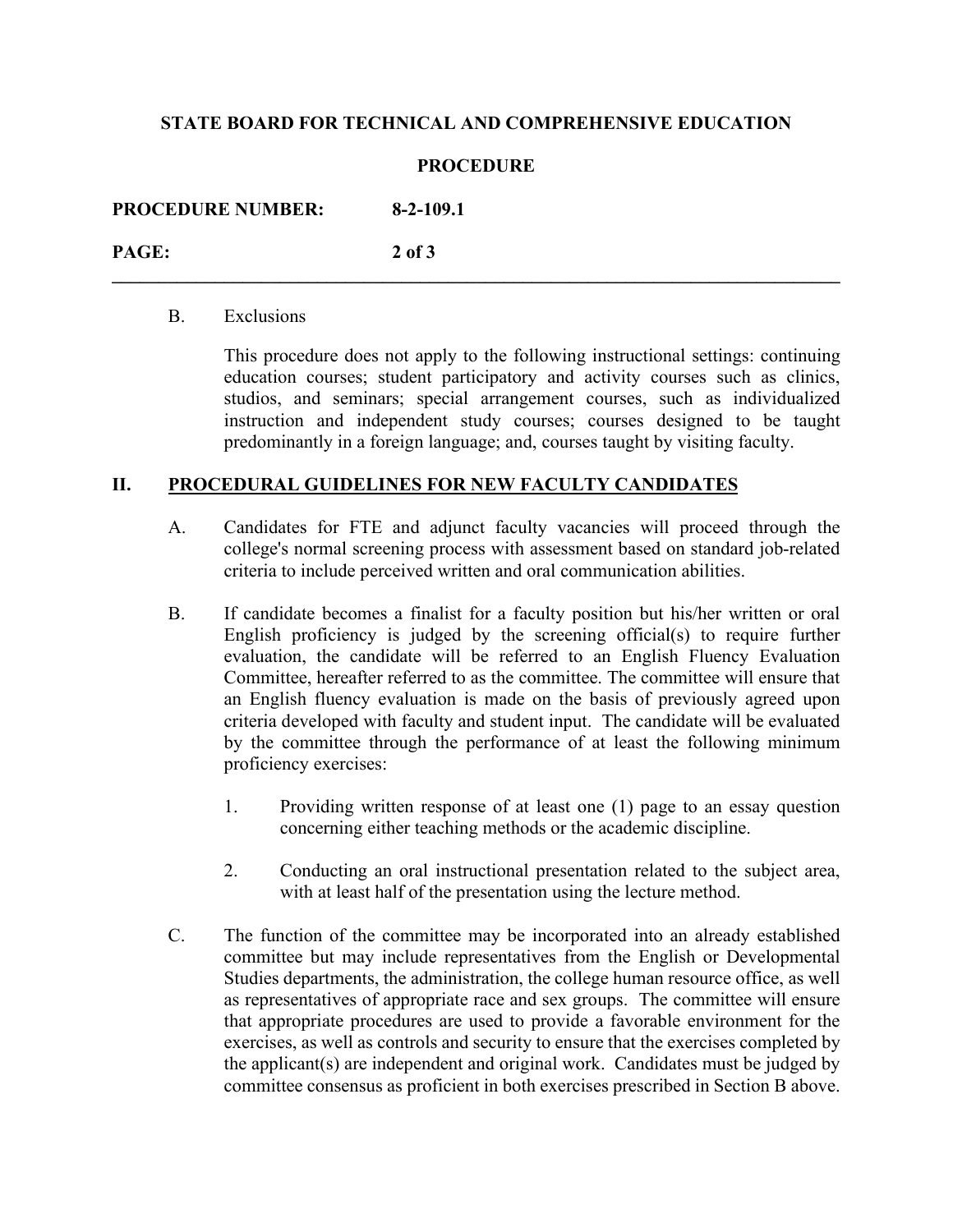B. Exclusions

This procedure does not apply to the following instructional settings: continuing education courses; student participatory and activity courses such as clinics, studios, and seminars; special arrangement courses, such as individualized instruction and independent study courses; courses designed to be taught predominantly in a foreign language; and, courses taught by visiting faculty.

## II. PROCEDURAL GUIDELINES FOR NEW FACULTY CANDIDATES

A. Candidates for FTE and adjunct faculty vacancies will proceed through the college's normal screening process with assessment based on standard job-related criteria to include perceived written and oral communication abilities.

B. If candidate becomes a finalist for a faculty position but his/her written or oral English proficiency is judged by the screening official(s) to require further evaluation, the candidate will be referred to an English Fluency Evaluation Committee, hereafter referred to as the committee. The committee will ensure that an English fluency evaluation is made on the basis of previously agreed upon criteria developed with faculty and student input. The candidate will be evaluated by the committee through the performance of at least the following minimum proficiency exercises:

1. Providing written response of at least one (1) page to an essay question concerning either teaching methods or the academic discipline.

2. Conducting an oral instructional presentation related to the subject area, with at least half of the presentation using the lecture method.

C. The function of the committee may be incorporated into an already established committee but may include representatives from the English or Developmental Studies departments, the administration, the college human resource office, as well as representatives of appropriate race and sex groups. The committee will ensure that appropriate procedures are used to provide a favorable environment for the exercises, as well as controls and security to ensure that the exercises completed by the applicant(s) are independent and original work. Candidates must be judged by committee consensus as proficient in both exercises prescribed in Section B above.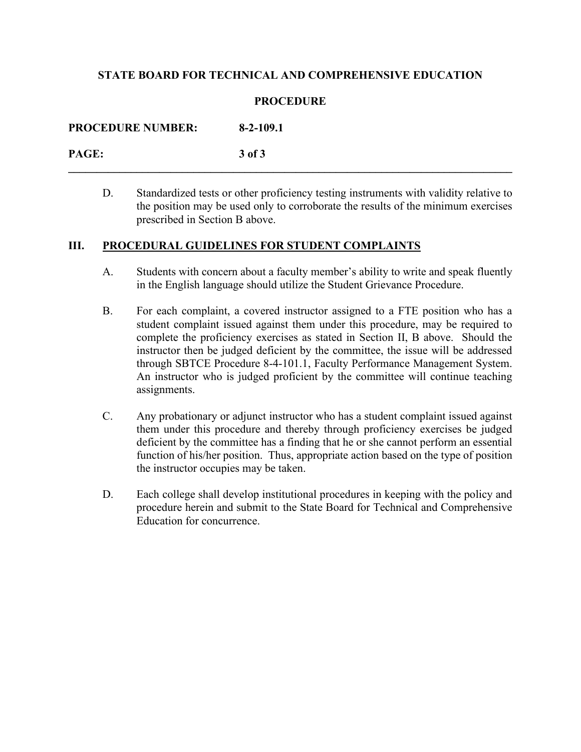D. Standardized tests or other proficiency testing instruments with validity relative to the position may be used only to corroborate the results of the minimum exercises prescribed in Section B above.

## III. PROCEDURAL GUIDELINES FOR STUDENT COMPLAINTS

A. Students with concern about a faculty member's ability to write and speak fluently in the English language should utilize the Student Grievance Procedure.

B. For each complaint, a covered instructor assigned to a FTE position who has a student complaint issued against them under this procedure, may be required to complete the proficiency exercises as stated in Section II, B above. Should the instructor then be judged deficient by the committee, the issue will be addressed through SBTCE Procedure 8-4-101.1, Faculty Performance Management System. An instructor who is judged proficient by the committee will continue teaching assignments.

C. Any probationary or adjunct instructor who has a student complaint issued against them under this procedure and thereby through proficiency exercises be judged deficient by the committee has a finding that he or she cannot perform an essential function of his/her position. Thus, appropriate action based on the type of position the instructor occupies may be taken.

D. Each college shall develop institutional procedures in keeping with the policy and procedure herein and submit to the State Board for Technical and Comprehensive Education for concurrence.